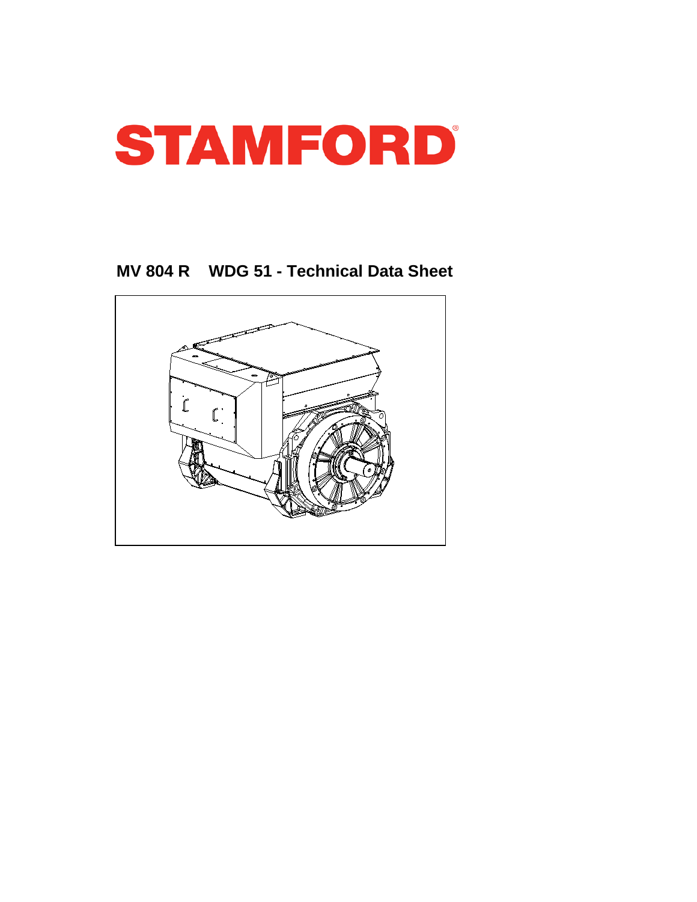# STAMFORD®

## MV 804 R WDG 51 - Technical Data Sheet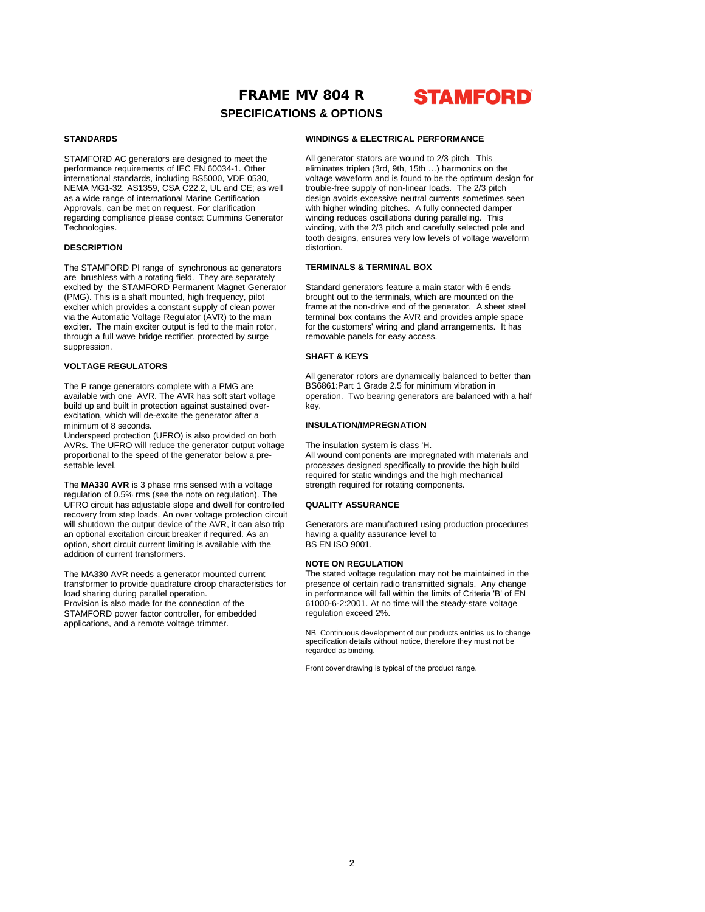# FRAME MV 804 R

**STAMFORD**

## SPECIFICATIONS & OPTIONS

### STANDARDS

STAMFORD AC generators are designed to meet the performance requirements of IEC EN 60034-1. Other international standards, including BS5000, VDE 0530, NEMA MG1-32, AS1359, CSA C22.2, UL and CE; as well as a wide range of international Marine Certification Approvals, can be met on request. For clarification regarding compliance please contact Cummins Generator Technologies.

### DESCRIPTION

The STAMFORD PI range of synchronous ac generators are brushless with a rotating field. They are separately excited by the STAMFORD Permanent Magnet Generator (PMG). This is a shaft mounted, high frequency, pilot exciter which provides a constant supply of clean power via the Automatic Voltage Regulator (AVR) to the main exciter. The main exciter output is fed to the main rotor, through a full wave bridge rectifier, protected by surge suppression.

### VOLTAGE REGULATORS

The P range generators complete with a PMG are available with one AVR. The AVR has soft start voltage build up and built in protection against sustained over-excitation, which will de-excite the generator after a minimum of 8 seconds.
Underspeed protection (UFRO) is also provided on both AVRs. The UFRO will reduce the generator output voltage proportional to the speed of the generator below a pre-settable level.

The **MA330 AVR** is 3 phase rms sensed with a voltage regulation of 0.5% rms (see the note on regulation). The UFRO circuit has adjustable slope and dwell for controlled recovery from step loads. An over voltage protection circuit will shutdown the output device of the AVR, it can also trip an optional excitation circuit breaker if required. As an option, short circuit current limiting is available with the addition of current transformers.

The MA330 AVR needs a generator mounted current transformer to provide quadrature droop characteristics for load sharing during parallel operation.
Provision is also made for the connection of the STAMFORD power factor controller, for embedded applications, and a remote voltage trimmer.

### WINDINGS & ELECTRICAL PERFORMANCE

All generator stators are wound to 2/3 pitch. This eliminates triplen (3rd, 9th, 15th …) harmonics on the voltage waveform and is found to be the optimum design for trouble-free supply of non-linear loads. The 2/3 pitch design avoids excessive neutral currents sometimes seen with higher winding pitches. A fully connected damper winding reduces oscillations during paralleling. This winding, with the 2/3 pitch and carefully selected pole and tooth designs, ensures very low levels of voltage waveform distortion.

### TERMINALS & TERMINAL BOX

Standard generators feature a main stator with 6 ends brought out to the terminals, which are mounted on the frame at the non-drive end of the generator. A sheet steel terminal box contains the AVR and provides ample space for the customers' wiring and gland arrangements. It has removable panels for easy access.

### SHAFT & KEYS

All generator rotors are dynamically balanced to better than BS6861:Part 1 Grade 2.5 for minimum vibration in operation. Two bearing generators are balanced with a half key.

### INSULATION/IMPREGNATION

The insulation system is class 'H.
All wound components are impregnated with materials and processes designed specifically to provide the high build required for static windings and the high mechanical strength required for rotating components.

### QUALITY ASSURANCE

Generators are manufactured using production procedures having a quality assurance level to
BS EN ISO 9001.

### NOTE ON REGULATION

The stated voltage regulation may not be maintained in the presence of certain radio transmitted signals. Any change in performance will fall within the limits of Criteria 'B' of EN 61000-6-2:2001. At no time will the steady-state voltage regulation exceed 2%.

NB Continuous development of our products entitles us to change specification details without notice, therefore they must not be regarded as binding.

Front cover drawing is typical of the product range.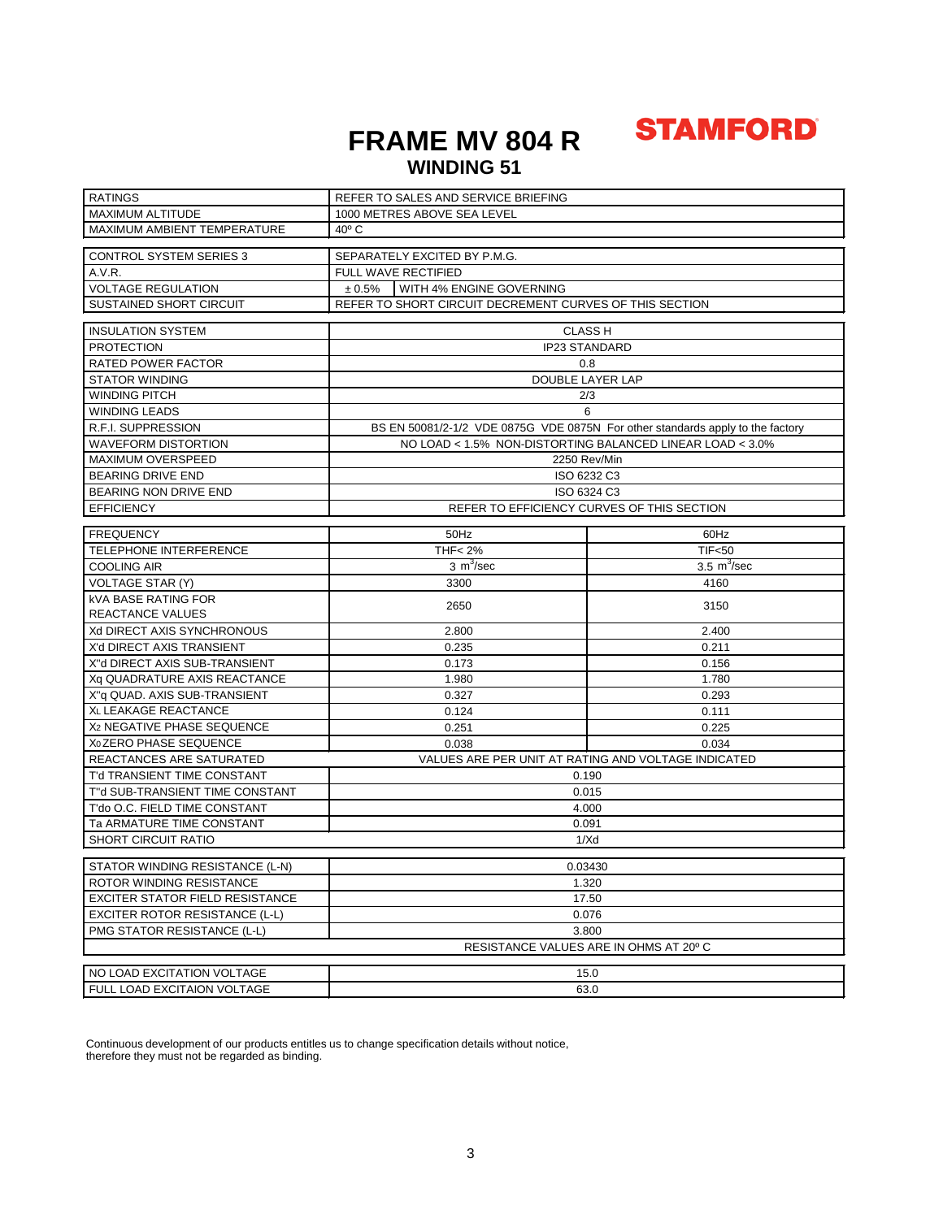# FRAME MV 804 R

**STAMFORD**

## WINDING 51

| | | |
|---|---|---|
| RATINGS | REFER TO SALES AND SERVICE BRIEFING | |
| MAXIMUM ALTITUDE | 1000 METRES ABOVE SEA LEVEL | |
| MAXIMUM AMBIENT TEMPERATURE | 40º C | |
| CONTROL SYSTEM SERIES 3 | SEPARATELY EXCITED BY P.M.G. | |
| A.V.R. | FULL WAVE RECTIFIED | |
| VOLTAGE REGULATION | ± 0.5% | WITH 4% ENGINE GOVERNING |
| SUSTAINED SHORT CIRCUIT | REFER TO SHORT CIRCUIT DECREMENT CURVES OF THIS SECTION | |

| | |
|---|---|
| INSULATION SYSTEM | CLASS H |
| PROTECTION | IP23 STANDARD |
| RATED POWER FACTOR | 0.8 |
| STATOR WINDING | DOUBLE LAYER LAP |
| WINDING PITCH | 2/3 |
| WINDING LEADS | 6 |
| R.F.I. SUPPRESSION | BS EN 50081/2-1/2 VDE 0875G VDE 0875N For other standards apply to the factory |
| WAVEFORM DISTORTION | NO LOAD < 1.5% NON-DISTORTING BALANCED LINEAR LOAD < 3.0% |
| MAXIMUM OVERSPEED | 2250 Rev/Min |
| BEARING DRIVE END | ISO 6232 C3 |
| BEARING NON DRIVE END | ISO 6324 C3 |
| EFFICIENCY | REFER TO EFFICIENCY CURVES OF THIS SECTION |

| FREQUENCY | 50Hz | 60Hz |
|---|---|---|
| TELEPHONE INTERFERENCE | THF< 2% | TIF<50 |
| COOLING AIR | 3 $m^3$/sec | 3.5 $m^3$/sec |
| VOLTAGE STAR (Y) | 3300 | 4160 |
| kVA BASE RATING FOR REACTANCE VALUES | 2650 | 3150 |
| Xd DIRECT AXIS SYNCHRONOUS | 2.800 | 2.400 |
| X'd DIRECT AXIS TRANSIENT | 0.235 | 0.211 |
| X''d DIRECT AXIS SUB-TRANSIENT | 0.173 | 0.156 |
| Xq QUADRATURE AXIS REACTANCE | 1.980 | 1.780 |
| X''q QUAD. AXIS SUB-TRANSIENT | 0.327 | 0.293 |
| $X_L$ LEAKAGE REACTANCE | 0.124 | 0.111 |
| $X_2$ NEGATIVE PHASE SEQUENCE | 0.251 | 0.225 |
| $X_0$ ZERO PHASE SEQUENCE | 0.038 | 0.034 |
| REACTANCES ARE SATURATED | VALUES ARE PER UNIT AT RATING AND VOLTAGE INDICATED | |
| T'd TRANSIENT TIME CONSTANT | 0.190 | |
| T''d SUB-TRANSIENT TIME CONSTANT | 0.015 | |
| T'do O.C. FIELD TIME CONSTANT | 4.000 | |
| Ta ARMATURE TIME CONSTANT | 0.091 | |
| SHORT CIRCUIT RATIO | 1/Xd | |

| | |
|---|---|
| STATOR WINDING RESISTANCE (L-N) | 0.03430 |
| ROTOR WINDING RESISTANCE | 1.320 |
| EXCITER STATOR FIELD RESISTANCE | 17.50 |
| EXCITER ROTOR RESISTANCE (L-L) | 0.076 |
| PMG STATOR RESISTANCE (L-L) | 3.800 |
| RESISTANCE VALUES ARE IN OHMS AT 20º C | |

| | |
|---|---|
| NO LOAD EXCITATION VOLTAGE | 15.0 |
| FULL LOAD EXCITAION VOLTAGE | 63.0 |

Continuous development of our products entitles us to change specification details without notice, therefore they must not be regarded as binding.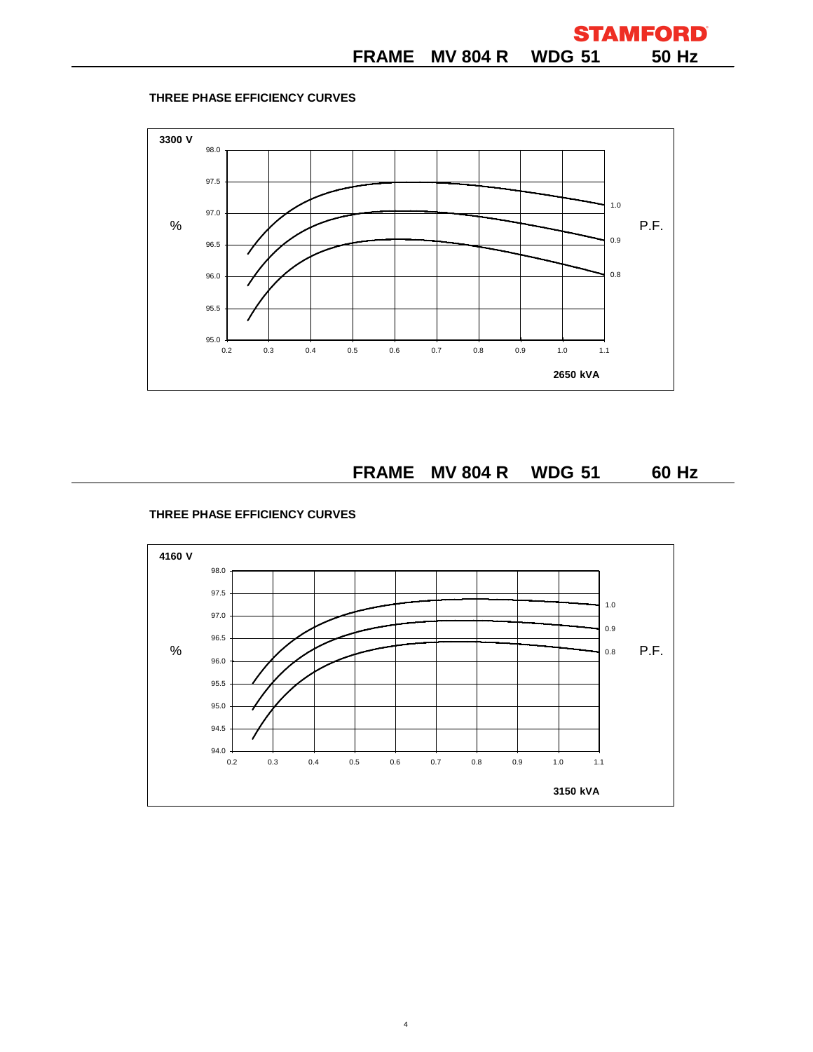## FRAME MV 804 R WDG 51 50 Hz

### THREE PHASE EFFICIENCY CURVES

**3300 V**

%

98.0
97.5
97.0
96.5
96.0
95.5
95.0

0.2 0.3 0.4 0.5 0.6 0.7 0.8 0.9 1.0 1.1

P.F.

1.0
0.9
0.8

**2650 kVA**

## FRAME MV 804 R WDG 51 60 Hz

### THREE PHASE EFFICIENCY CURVES

**4160 V**

%

98.0
97.5
97.0
96.5
96.0
95.5
95.0
94.5
94.0

0.2 0.3 0.4 0.5 0.6 0.7 0.8 0.9 1.0 1.1

P.F.

1.0
0.9
0.8

**3150 kVA**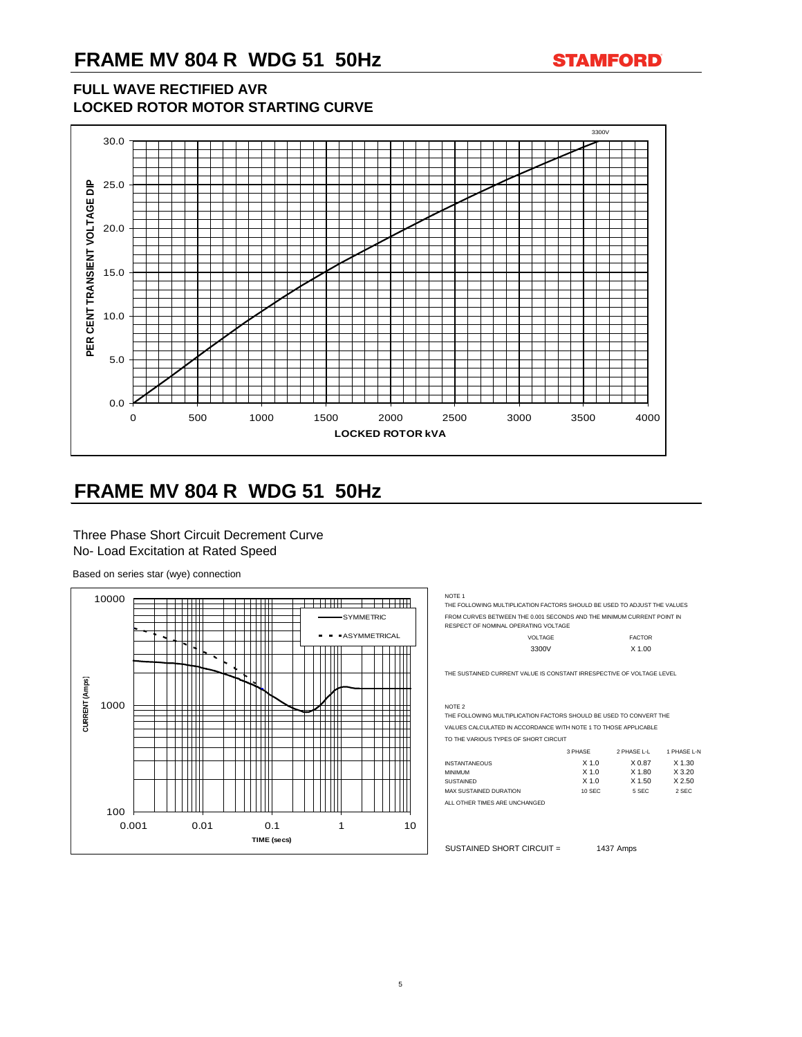# FRAME MV 804 R WDG 51 50Hz

STAMFORD

## FULL WAVE RECTIFIED AVR
## LOCKED ROTOR MOTOR STARTING CURVE

3300V

PER CENT TRANSIENT VOLTAGE DIP

LOCKED ROTOR kVA

# FRAME MV 804 R WDG 51 50Hz

Three Phase Short Circuit Decrement Curve
No- Load Excitation at Rated Speed

Based on series star (wye) connection

SYMMETRIC
ASYMMETRICAL

CURRENT (Amps)

TIME (secs)

NOTE 1
THE FOLLOWING MULTIPLICATION FACTORS SHOULD BE USED TO ADJUST THE VALUES FROM CURVES BETWEEN THE 0.001 SECONDS AND THE MINIMUM CURRENT POINT IN RESPECT OF NOMINAL OPERATING VOLTAGE

| VOLTAGE | FACTOR |
|---|---|
| 3300V | X 1.00 |

THE SUSTAINED CURRENT VALUE IS CONSTANT IRRESPECTIVE OF VOLTAGE LEVEL

NOTE 2
THE FOLLOWING MULTIPLICATION FACTORS SHOULD BE USED TO CONVERT THE VALUES CALCULATED IN ACCORDANCE WITH NOTE 1 TO THOSE APPLICABLE TO THE VARIOUS TYPES OF SHORT CIRCUIT

| | 3 PHASE | 2 PHASE L-L | 1 PHASE L-N |
|---|---|---|---|
| INSTANTANEOUS | X 1.0 | X 0.87 | X 1.30 |
| MINIMUM | X 1.0 | X 1.80 | X 3.20 |
| SUSTAINED | X 1.0 | X 1.50 | X 2.50 |
| MAX SUSTAINED DURATION | 10 SEC | 5 SEC | 2 SEC |

ALL OTHER TIMES ARE UNCHANGED

SUSTAINED SHORT CIRCUIT = 1437 Amps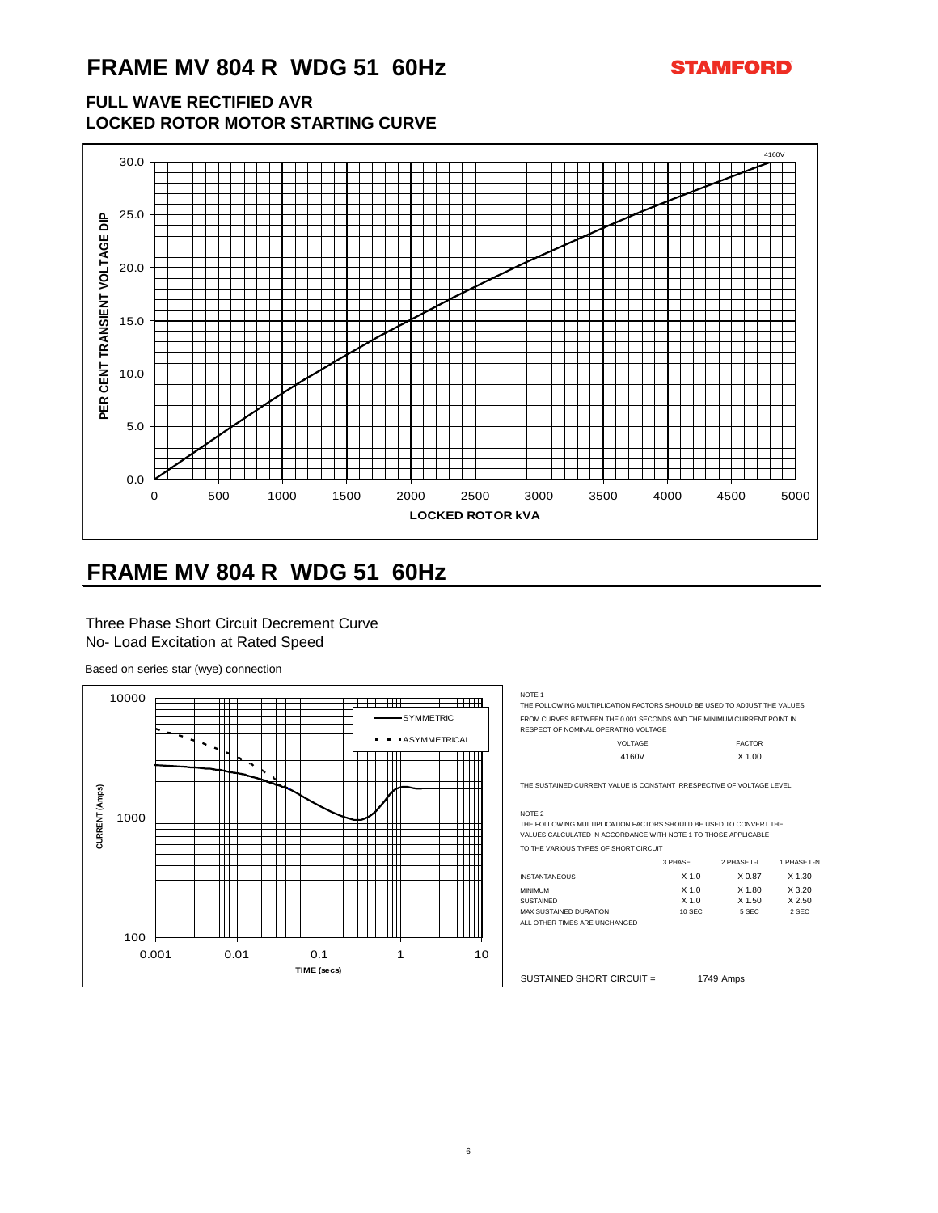# FRAME MV 804 R WDG 51 60Hz

STAMFORD

## FULL WAVE RECTIFIED AVR
## LOCKED ROTOR MOTOR STARTING CURVE

# FRAME MV 804 R WDG 51 60Hz

Three Phase Short Circuit Decrement Curve
No- Load Excitation at Rated Speed

Based on series star (wye) connection

NOTE 1
THE FOLLOWING MULTIPLICATION FACTORS SHOULD BE USED TO ADJUST THE VALUES FROM CURVES BETWEEN THE 0.001 SECONDS AND THE MINIMUM CURRENT POINT IN RESPECT OF NOMINAL OPERATING VOLTAGE

| VOLTAGE | FACTOR |
|---|---|
| 4160V | X 1.00 |

THE SUSTAINED CURRENT VALUE IS CONSTANT IRRESPECTIVE OF VOLTAGE LEVEL

NOTE 2
THE FOLLOWING MULTIPLICATION FACTORS SHOULD BE USED TO CONVERT THE VALUES CALCULATED IN ACCORDANCE WITH NOTE 1 TO THOSE APPLICABLE TO THE VARIOUS TYPES OF SHORT CIRCUIT

| | 3 PHASE | 2 PHASE L-L | 1 PHASE L-N |
|---|---|---|---|
| INSTANTANEOUS | X 1.0 | X 0.87 | X 1.30 |
| MINIMUM | X 1.0 | X 1.80 | X 3.20 |
| SUSTAINED | X 1.0 | X 1.50 | X 2.50 |
| MAX SUSTAINED DURATION | 10 SEC | 5 SEC | 2 SEC |

ALL OTHER TIMES ARE UNCHANGED

SUSTAINED SHORT CIRCUIT = 1749 Amps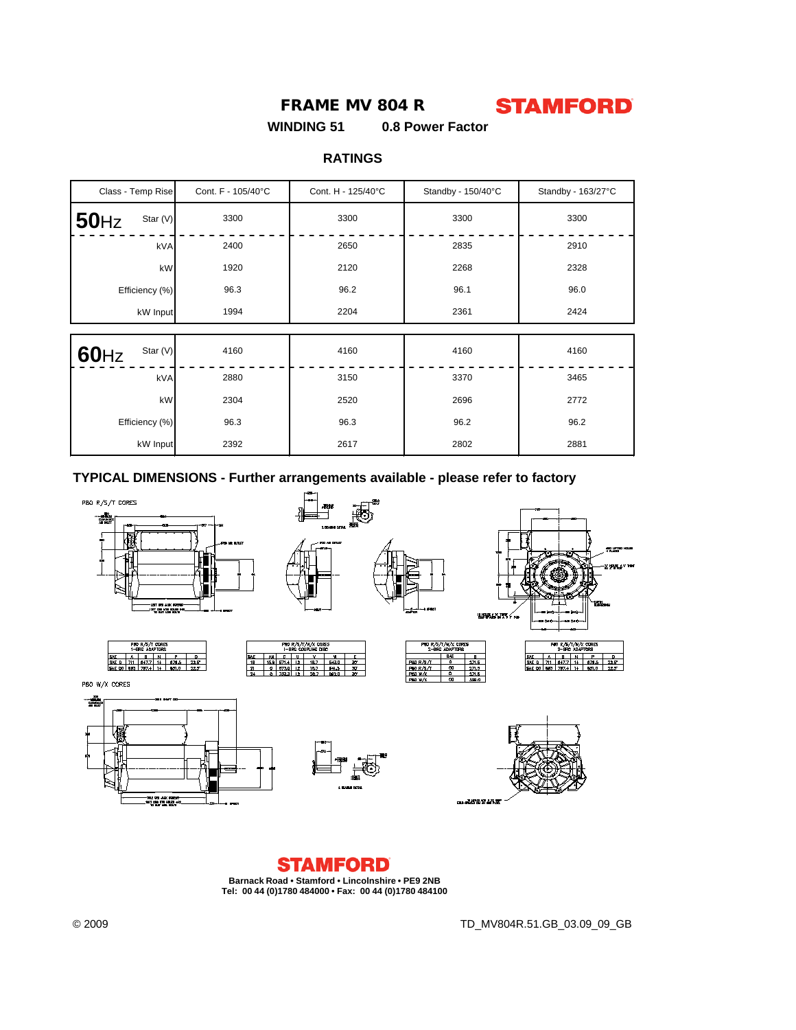# FRAME MV 804 R

**STAMFORD**

**WINDING 51    0.8 Power Factor**

## RATINGS

| Class - Temp Rise | Cont. F - 105/40°C | Cont. H - 125/40°C | Standby - 150/40°C | Standby - 163/27°C |
|---|---|---|---|---|
| **50**Hz Star (V) | 3300 | 3300 | 3300 | 3300 |
| kVA | 2400 | 2650 | 2835 | 2910 |
| kW | 1920 | 2120 | 2268 | 2328 |
| Efficiency (%) | 96.3 | 96.2 | 96.1 | 96.0 |
| kW Input | 1994 | 2204 | 2361 | 2424 |

| Class - Temp Rise | Cont. F - 105/40°C | Cont. H - 125/40°C | Standby - 150/40°C | Standby - 163/27°C |
|---|---|---|---|---|
| **60**Hz Star (V) | 4160 | 4160 | 4160 | 4160 |
| kVA | 2880 | 3150 | 3370 | 3465 |
| kW | 2304 | 2520 | 2696 | 2772 |
| Efficiency (%) | 96.3 | 96.3 | 96.2 | 96.2 |
| kW Input | 2392 | 2617 | 2802 | 2881 |

## TYPICAL DIMENSIONS - Further arrangements available - please refer to factory

P80 R/S/T CORES

P80 R/S/T CORES 1-BRG ADAPTORS

| SAE | A | B | N | P | D |
|---|---|---|---|---|---|
| SAE 0 | 711 | 647.7 | 16 | 679.5 | 22.5° |
| SAE 00 | 883 | 787.4 | 16 | 850.0 | 22.5° |

P80 R/S/T/W/X CORES 1-BRG COUPLING DISC

| SAE | AN | E | U | V | W | E |
|---|---|---|---|---|---|---|
| 18 | 15.9 | 571.4 | 12 | 15.7 | 542.8 | 30° |
| 21 | 0 | 673.0 | 12 | 15.7 | 641.3 | 30° |
| 24 | 0 | 733.4 | 12 | 20.2 | 692.0 | 30° |

P80 R/S/T/W/X CORES 2-BRG ADAPTORS

| | SAE | B |
|---|---|---|
| P80 R/S/T | 0 | 321.6 |
| P80 R/S/T | 00 | 271.3 |
| P80 W/X | 0 | 321.6 |
| P80 W/X | 00 | 339.0 |

P80 R/S/T/W/X CORES 2-BRG ADAPTORS

| SAE | A | B | N | P | D |
|---|---|---|---|---|---|
| SAE 0 | 711 | 647.7 | 16 | 679.5 | 22.5° |
| SAE 00 | 883 | 787.4 | 16 | 850.0 | 22.5° |

P80 W/X CORES

**STAMFORD**

**Barnack Road • Stamford • Lincolnshire • PE9 2NB**
**Tel: 00 44 (0)1780 484000 • Fax: 00 44 (0)1780 484100**

© 2009

TD_MV804R.51.GB_03.09_09_GB